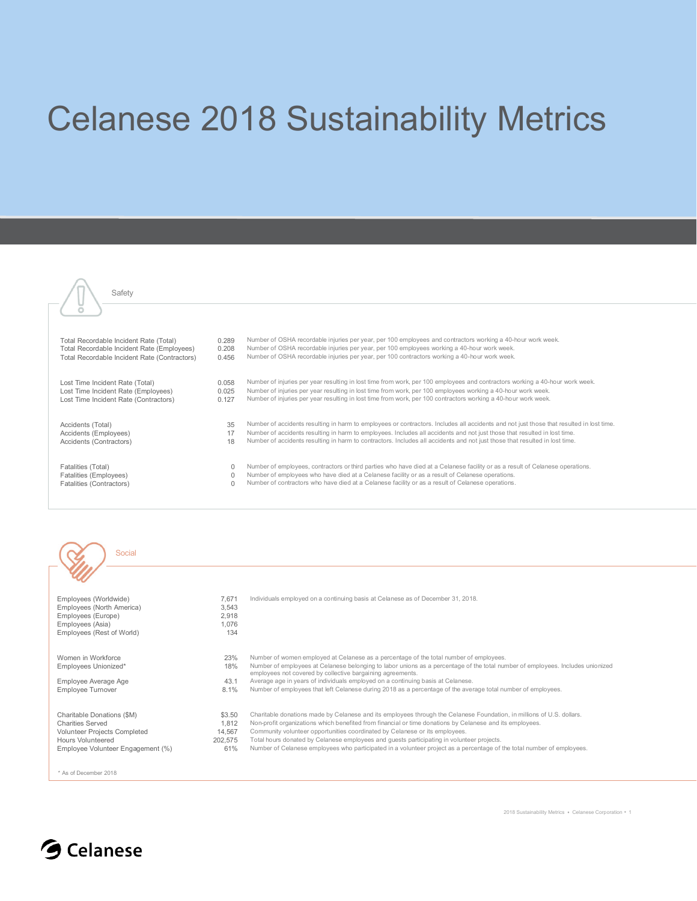# Celanese 2018 Sustainability Metrics

## Safety

| Metric | Value | Description |
|---|---|---|
| Total Recordable Incident Rate (Total) | 0.289 | Number of OSHA recordable injuries per year, per 100 employees and contractors working a 40-hour work week. |
| Total Recordable Incident Rate (Employees) | 0.208 | Number of OSHA recordable injuries per year, per 100 employees working a 40-hour work week. |
| Total Recordable Incident Rate (Contractors) | 0.456 | Number of OSHA recordable injuries per year, per 100 contractors working a 40-hour work week. |
| Lost Time Incident Rate (Total) | 0.058 | Number of injuries per year resulting in lost time from work, per 100 employees and contractors working a 40-hour work week. |
| Lost Time Incident Rate (Employees) | 0.025 | Number of injuries per year resulting in lost time from work, per 100 employees working a 40-hour work week. |
| Lost Time Incident Rate (Contractors) | 0.127 | Number of injuries per year resulting in lost time from work, per 100 contractors working a 40-hour work week. |
| Accidents (Total) | 35 | Number of accidents resulting in harm to employees or contractors. Includes all accidents and not just those that resulted in lost time. |
| Accidents (Employees) | 17 | Number of accidents resulting in harm to employees. Includes all accidents and not just those that resulted in lost time. |
| Accidents (Contractors) | 18 | Number of accidents resulting in harm to contractors. Includes all accidents and not just those that resulted in lost time. |
| Fatalities (Total) | 0 | Number of employees, contractors or third parties who have died at a Celanese facility or as a result of Celanese operations. |
| Fatalities (Employees) | 0 | Number of employees who have died at a Celanese facility or as a result of Celanese operations. |
| Fatalities (Contractors) | 0 | Number of contractors who have died at a Celanese facility or as a result of Celanese operations. |

## Social

| Metric | Value | Description |
|---|---|---|
| Employees (Worldwide) | 7,671 | Individuals employed on a continuing basis at Celanese as of December 31, 2018. |
| Employees (North America) | 3,543 | |
| Employees (Europe) | 2,918 | |
| Employees (Asia) | 1,076 | |
| Employees (Rest of World) | 134 | |
| Women in Workforce | 23% | Number of women employed at Celanese as a percentage of the total number of employees. |
| Employees Unionized* | 18% | Number of employees at Celanese belonging to labor unions as a percentage of the total number of employees. Includes unionized employees not covered by collective bargaining agreements. |
| Employee Average Age | 43.1 | Average age in years of individuals employed on a continuing basis at Celanese. |
| Employee Turnover | 8.1% | Number of employees that left Celanese during 2018 as a percentage of the average total number of employees. |
| Charitable Donations ($M) | $3.50 | Charitable donations made by Celanese and its employees through the Celanese Foundation, in millions of U.S. dollars. |
| Charities Served | 1,812 | Non-profit organizations which benefited from financial or time donations by Celanese and its employees. |
| Volunteer Projects Completed | 14,567 | Community volunteer opportunities coordinated by Celanese or its employees. |
| Hours Volunteered | 202,575 | Total hours donated by Celanese employees and guests participating in volunteer projects. |
| Employee Volunteer Engagement (%) | 61% | Number of Celanese employees who participated in a volunteer project as a percentage of the total number of employees. |

\* As of December 2018

Celanese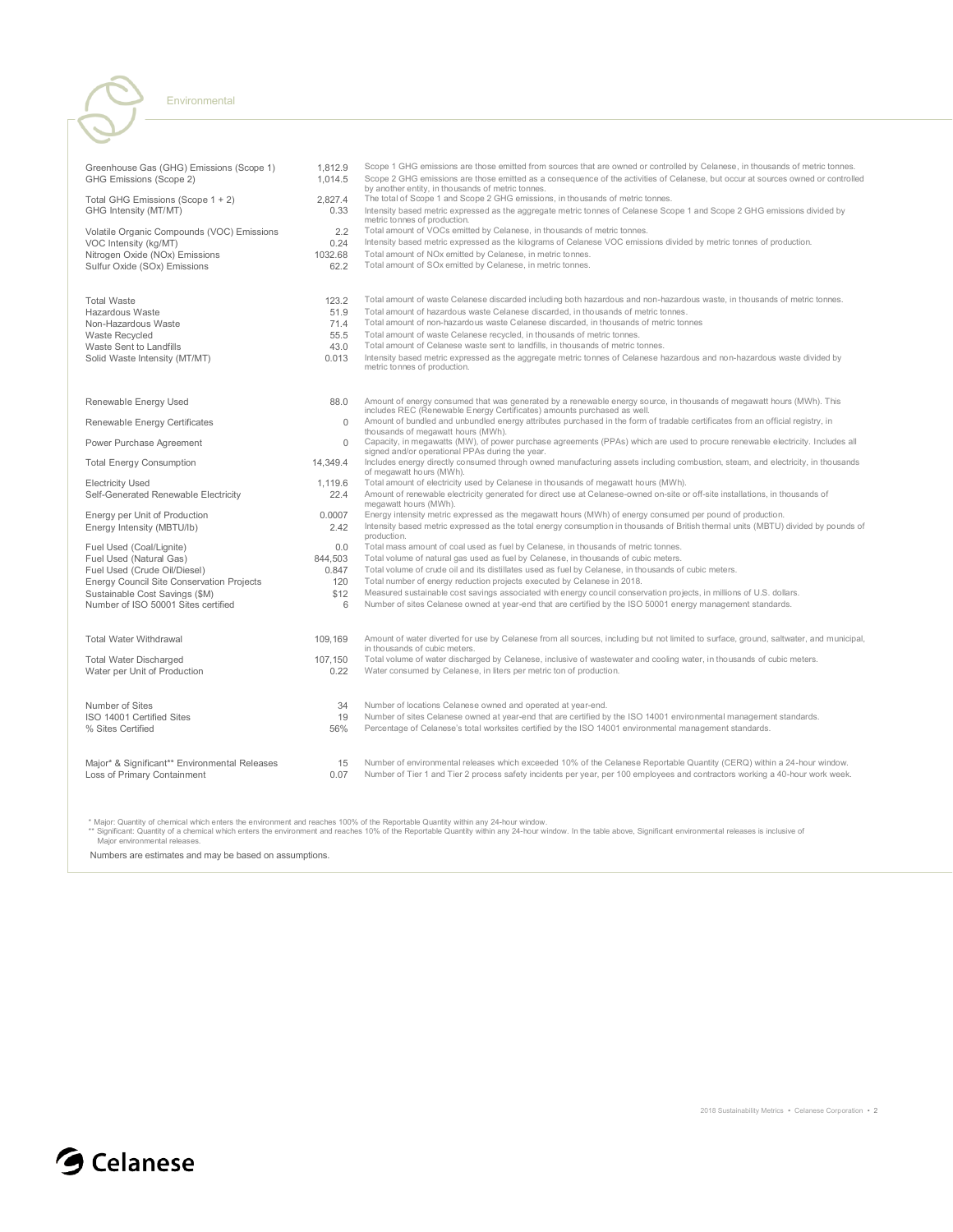## Environmental

| | | |
|---|---|---|
| Greenhouse Gas (GHG) Emissions (Scope 1) | 1,812.9 | Scope 1 GHG emissions are those emitted from sources that are owned or controlled by Celanese, in thousands of metric tonnes. |
| GHG Emissions (Scope 2) | 1,014.5 | Scope 2 GHG emissions are those emitted as a consequence of the activities of Celanese, but occur at sources owned or controlled by another entity, in thousands of metric tonnes. |
| Total GHG Emissions (Scope 1 + 2) | 2,827.4 | The total of Scope 1 and Scope 2 GHG emissions, in thousands of metric tonnes. |
| GHG Intensity (MT/MT) | 0.33 | Intensity based metric expressed as the aggregate metric tonnes of Celanese Scope 1 and Scope 2 GHG emissions divided by metric tonnes of production. |
| Volatile Organic Compounds (VOC) Emissions | 2.2 | Total amount of VOCs emitted by Celanese, in thousands of metric tonnes. |
| VOC Intensity (kg/MT) | 0.24 | Intensity based metric expressed as the kilograms of Celanese VOC emissions divided by metric tonnes of production. |
| Nitrogen Oxide (NOx) Emissions | 1032.68 | Total amount of NOx emitted by Celanese, in metric tonnes. |
| Sulfur Oxide (SOx) Emissions | 62.2 | Total amount of SOx emitted by Celanese, in metric tonnes. |
| Total Waste | 123.2 | Total amount of waste Celanese discarded including both hazardous and non-hazardous waste, in thousands of metric tonnes. |
| Hazardous Waste | 51.9 | Total amount of hazardous waste Celanese discarded, in thousands of metric tonnes. |
| Non-Hazardous Waste | 71.4 | Total amount of non-hazardous waste Celanese discarded, in thousands of metric tonnes |
| Waste Recycled | 55.5 | Total amount of waste Celanese recycled, in thousands of metric tonnes. |
| Waste Sent to Landfills | 43.0 | Total amount of Celanese waste sent to landfills, in thousands of metric tonnes. |
| Solid Waste Intensity (MT/MT) | 0.013 | Intensity based metric expressed as the aggregate metric tonnes of Celanese hazardous and non-hazardous waste divided by metric tonnes of production. |
| Renewable Energy Used | 88.0 | Amount of energy consumed that was generated by a renewable energy source, in thousands of megawatt hours (MWh). This includes REC (Renewable Energy Certificates) amounts purchased as well. |
| Renewable Energy Certificates | 0 | Amount of bundled and unbundled energy attributes purchased in the form of tradable certificates from an official registry, in thousands of megawatt hours (MWh). |
| Power Purchase Agreement | 0 | Capacity, in megawatts (MW), of power purchase agreements (PPAs) which are used to procure renewable electricity. Includes all signed and/or operational PPAs during the year. |
| Total Energy Consumption | 14,349.4 | Includes energy directly consumed through owned manufacturing assets including combustion, steam, and electricity, in thousands of megawatt hours (MWh). |
| Electricity Used | 1,119.6 | Total amount of electricity used by Celanese in thousands of megawatt hours (MWh). |
| Self-Generated Renewable Electricity | 22.4 | Amount of renewable electricity generated for direct use at Celanese-owned on-site or off-site installations, in thousands of megawatt hours (MWh). |
| Energy per Unit of Production | 0.0007 | Energy intensity metric expressed as the megawatt hours (MWh) of energy consumed per pound of production. |
| Energy Intensity (MBTU/lb) | 2.42 | Intensity based metric expressed as the total energy consumption in thousands of British thermal units (MBTU) divided by pounds of production. |
| Fuel Used (Coal/Lignite) | 0.0 | Total mass amount of coal used as fuel by Celanese, in thousands of metric tonnes. |
| Fuel Used (Natural Gas) | 844,503 | Total volume of natural gas used as fuel by Celanese, in thousands of cubic meters. |
| Fuel Used (Crude Oil/Diesel) | 0.847 | Total volume of crude oil and its distillates used as fuel by Celanese, in thousands of cubic meters. |
| Energy Council Site Conservation Projects | 120 | Total number of energy reduction projects executed by Celanese in 2018. |
| Sustainable Cost Savings ($M) | $12 | Measured sustainable cost savings associated with energy council conservation projects, in millions of U.S. dollars. |
| Number of ISO 50001 Sites certified | 6 | Number of sites Celanese owned at year-end that are certified by the ISO 50001 energy management standards. |
| Total Water Withdrawal | 109,169 | Amount of water diverted for use by Celanese from all sources, including but not limited to surface, ground, saltwater, and municipal, in thousands of cubic meters. |
| Total Water Discharged | 107,150 | Total volume of water discharged by Celanese, inclusive of wastewater and cooling water, in thousands of cubic meters. |
| Water per Unit of Production | 0.22 | Water consumed by Celanese, in liters per metric ton of production. |
| Number of Sites | 34 | Number of locations Celanese owned and operated at year-end. |
| ISO 14001 Certified Sites | 19 | Number of sites Celanese owned at year-end that are certified by the ISO 14001 environmental management standards. |
| % Sites Certified | 56% | Percentage of Celanese's total worksites certified by the ISO 14001 environmental management standards. |
| Major* & Significant** Environmental Releases | 15 | Number of environmental releases which exceeded 10% of the Celanese Reportable Quantity (CERQ) within a 24-hour window. |
| Loss of Primary Containment | 0.07 | Number of Tier 1 and Tier 2 process safety incidents per year, per 100 employees and contractors working a 40-hour work week. |

\* Major: Quantity of chemical which enters the environment and reaches 100% of the Reportable Quantity within any 24-hour window.
\*\* Significant: Quantity of a chemical which enters the environment and reaches 10% of the Reportable Quantity within any 24-hour window. In the table above, Significant environmental releases is inclusive of Major environmental releases.

Numbers are estimates and may be based on assumptions.

Celanese